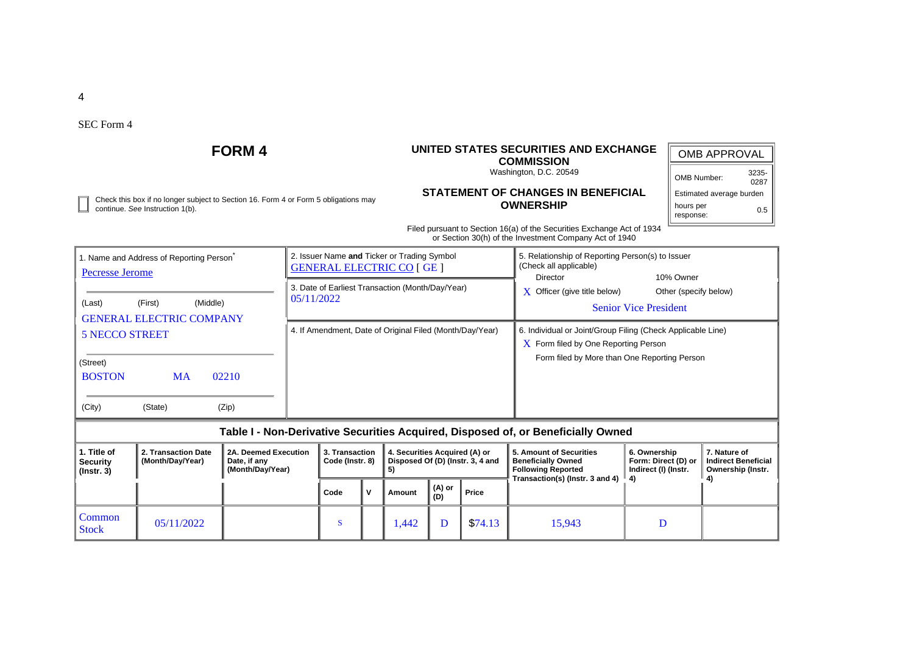SEC Form 4

# FORM 4

**UNITED STATES SECURITIES AND EXCHANGE COMMISSION**
Washington, D.C. 20549

**STATEMENT OF CHANGES IN BENEFICIAL OWNERSHIP**

Filed pursuant to Section 16(a) of the Securities Exchange Act of 1934 or Section 30(h) of the Investment Company Act of 1940

| OMB APPROVAL | |
|---|---|
| OMB Number: | 3235-0287 |
| Estimated average burden | |
| hours per response: | 0.5 |

☐ Check this box if no longer subject to Section 16. Form 4 or Form 5 obligations may continue. *See* Instruction 1(b).

| 1. Name and Address of Reporting Person* | 2. Issuer Name **and** Ticker or Trading Symbol | 5. Relationship of Reporting Person(s) to Issuer (Check all applicable) |
|---|---|---|
| Pecresse Jerome | GENERAL ELECTRIC CO [ GE ] | Director / 10% Owner |
| (Last) (First) (Middle) | 3. Date of Earliest Transaction (Month/Day/Year) 05/11/2022 | X Officer (give title below) / Other (specify below) |
| GENERAL ELECTRIC COMPANY 5 NECCO STREET | | Senior Vice President |
| (Street) | 4. If Amendment, Date of Original Filed (Month/Day/Year) | 6. Individual or Joint/Group Filing (Check Applicable Line) |
| BOSTON MA 02210 | | X Form filed by One Reporting Person |
| (City) (State) (Zip) | | Form filed by More than One Reporting Person |

**Table I - Non-Derivative Securities Acquired, Disposed of, or Beneficially Owned**

| 1. Title of Security (Instr. 3) | 2. Transaction Date (Month/Day/Year) | 2A. Deemed Execution Date, if any (Month/Day/Year) | 3. Transaction Code (Instr. 8) | | 4. Securities Acquired (A) or Disposed Of (D) (Instr. 3, 4 and 5) | | | 5. Amount of Securities Beneficially Owned Following Reported Transaction(s) (Instr. 3 and 4) | 6. Ownership Form: Direct (D) or Indirect (I) (Instr. 4) | 7. Nature of Indirect Beneficial Ownership (Instr. 4) |
|---|---|---|---|---|---|---|---|---|---|---|
| | | | Code | V | Amount | (A) or (D) | Price | | | |
| Common Stock | 05/11/2022 | | S | | 1,442 | D | $74.13 | 15,943 | D | |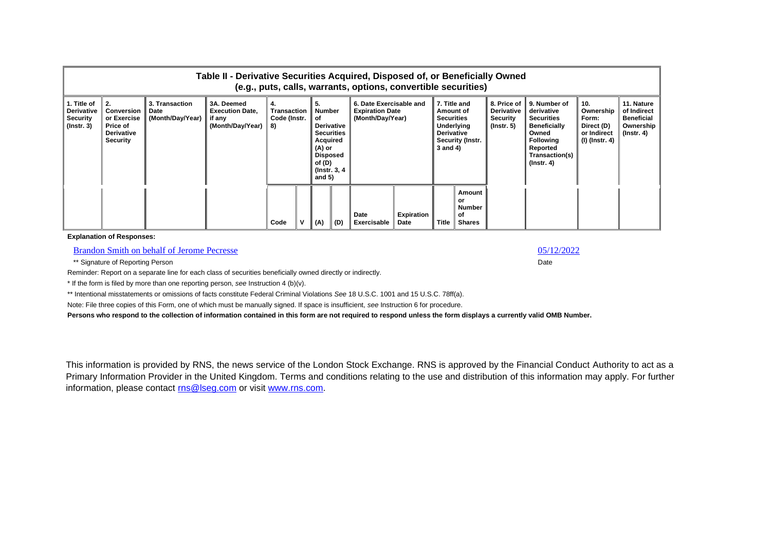| Table II - Derivative Securities Acquired, Disposed of, or Beneficially Owned (e.g., puts, calls, warrants, options, convertible securities) | | | | | | | | | | | | | | | |
|---|---|---|---|---|---|---|---|---|---|---|---|---|---|---|---|
| 1. Title of Derivative Security (Instr. 3) | 2. Conversion or Exercise Price of Derivative Security | 3. Transaction Date (Month/Day/Year) | 3A. Deemed Execution Date, if any (Month/Day/Year) | 4. Transaction Code (Instr. 8) | | 5. Number of Derivative Securities Acquired (A) or Disposed of (D) (Instr. 3, 4 and 5) | | 6. Date Exercisable and Expiration Date (Month/Day/Year) | | 7. Title and Amount of Securities Underlying Derivative Security (Instr. 3 and 4) | | 8. Price of Derivative Security (Instr. 5) | 9. Number of derivative Securities Beneficially Owned Following Reported Transaction(s) (Instr. 4) | 10. Ownership Form: Direct (D) or Indirect (I) (Instr. 4) | 11. Nature of Indirect Beneficial Ownership (Instr. 4) |
| | | | | Code | V | (A) | (D) | Date Exercisable | Expiration Date | Title | Amount or Number of Shares | | | | |

**Explanation of Responses:**

Brandon Smith on behalf of Jerome Pecresse — 05/12/2022

** Signature of Reporting Person — Date

Reminder: Report on a separate line for each class of securities beneficially owned directly or indirectly.

* If the form is filed by more than one reporting person, *see* Instruction 4 (b)(v).

** Intentional misstatements or omissions of facts constitute Federal Criminal Violations *See* 18 U.S.C. 1001 and 15 U.S.C. 78ff(a).

Note: File three copies of this Form, one of which must be manually signed. If space is insufficient, *see* Instruction 6 for procedure.

**Persons who respond to the collection of information contained in this form are not required to respond unless the form displays a currently valid OMB Number.**

This information is provided by RNS, the news service of the London Stock Exchange. RNS is approved by the Financial Conduct Authority to act as a Primary Information Provider in the United Kingdom. Terms and conditions relating to the use and distribution of this information may apply. For further information, please contact rns@lseg.com or visit www.rns.com.